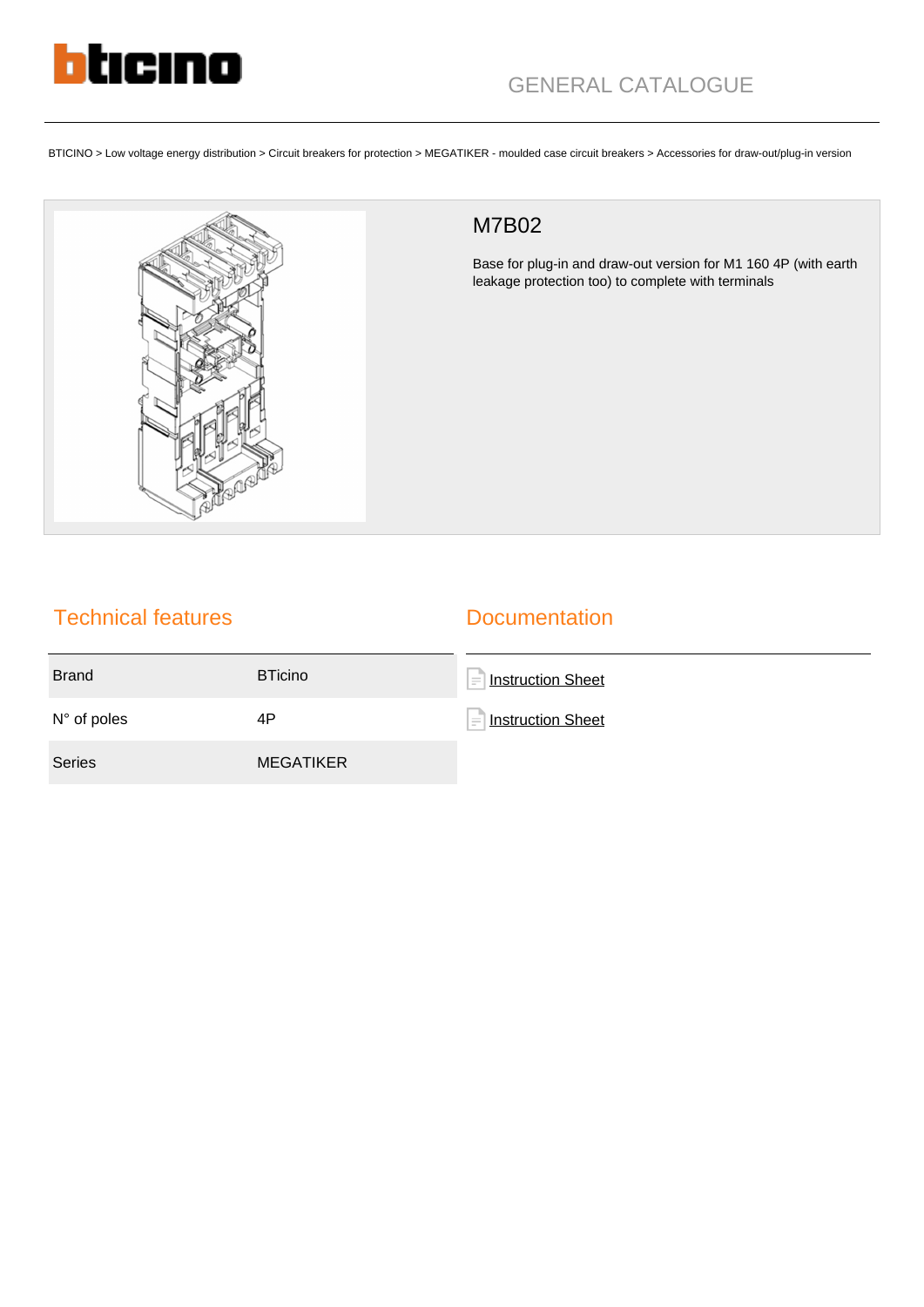GENERAL CATALOGUE

BTICINO > Low voltage energy distribution > Circuit breakers for protection > MEGATIKER - moulded case circuit breakers > Accessories for draw-out/plug-in version

# M7B02

Base for plug-in and draw-out version for M1 160 4P (with earth leakage protection too) to complete with terminals

## Technical features

| | |
|---|---|
| Brand | BTicino |
| N° of poles | 4P |
| Series | MEGATIKER |

## Documentation

- Instruction Sheet
- Instruction Sheet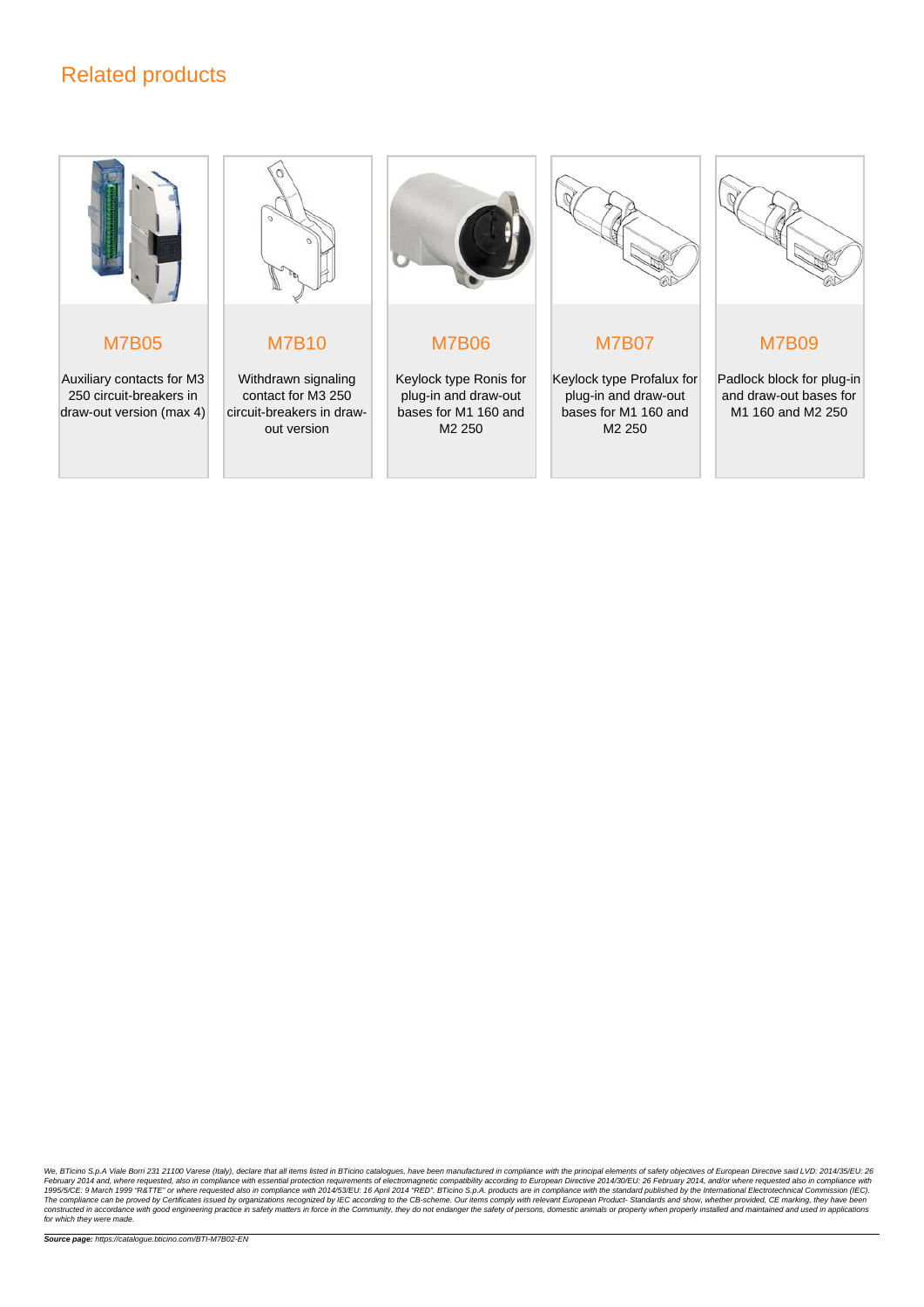## Related products

### M7B05

Auxiliary contacts for M3 250 circuit-breakers in draw-out version (max 4)

### M7B10

Withdrawn signaling contact for M3 250 circuit-breakers in draw-out version

### M7B06

Keylock type Ronis for plug-in and draw-out bases for M1 160 and M2 250

### M7B07

Keylock type Profalux for plug-in and draw-out bases for M1 160 and M2 250

### M7B09

Padlock block for plug-in and draw-out bases for M1 160 and M2 250

*We, BTicino S.p.A Viale Borri 231 21100 Varese (Italy), declare that all items listed in BTicino catalogues, have been manufactured in compliance with the principal elements of safety objectives of European Directive said LVD: 2014/35/EU: 26 February 2014 and, where requested, also in compliance with essential protection requirements of electromagnetic compatibility according to European Directive 2014/30/EU: 26 February 2014, and/or where requested also in compliance with 1995/5/CE: 9 March 1999 "R&TTE" or where requested also in compliance with 2014/53/EU: 16 April 2014 "RED". BTicino S.p.A. products are in compliance with the standard published by the International Electrotechnical Commission (IEC). The compliance can be proved by Certificates issued by organizations recognized by IEC according to the CB-scheme. Our items comply with relevant European Product- Standards and show, whether provided, CE marking, they have been constructed in accordance with good engineering practice in safety matters in force in the Community, they do not endanger the safety of persons, domestic animals or property when properly installed and maintained and used in applications for which they were made.*

***Source page:** https://catalogue.bticino.com/BTI-M7B02-EN*